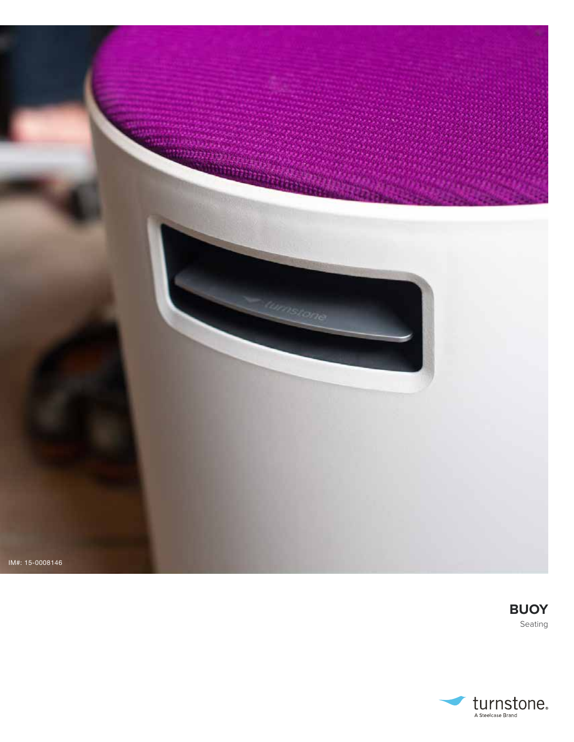IM#: 15-0008146

# BUOY

Seating

turnstone
A Steelcase Brand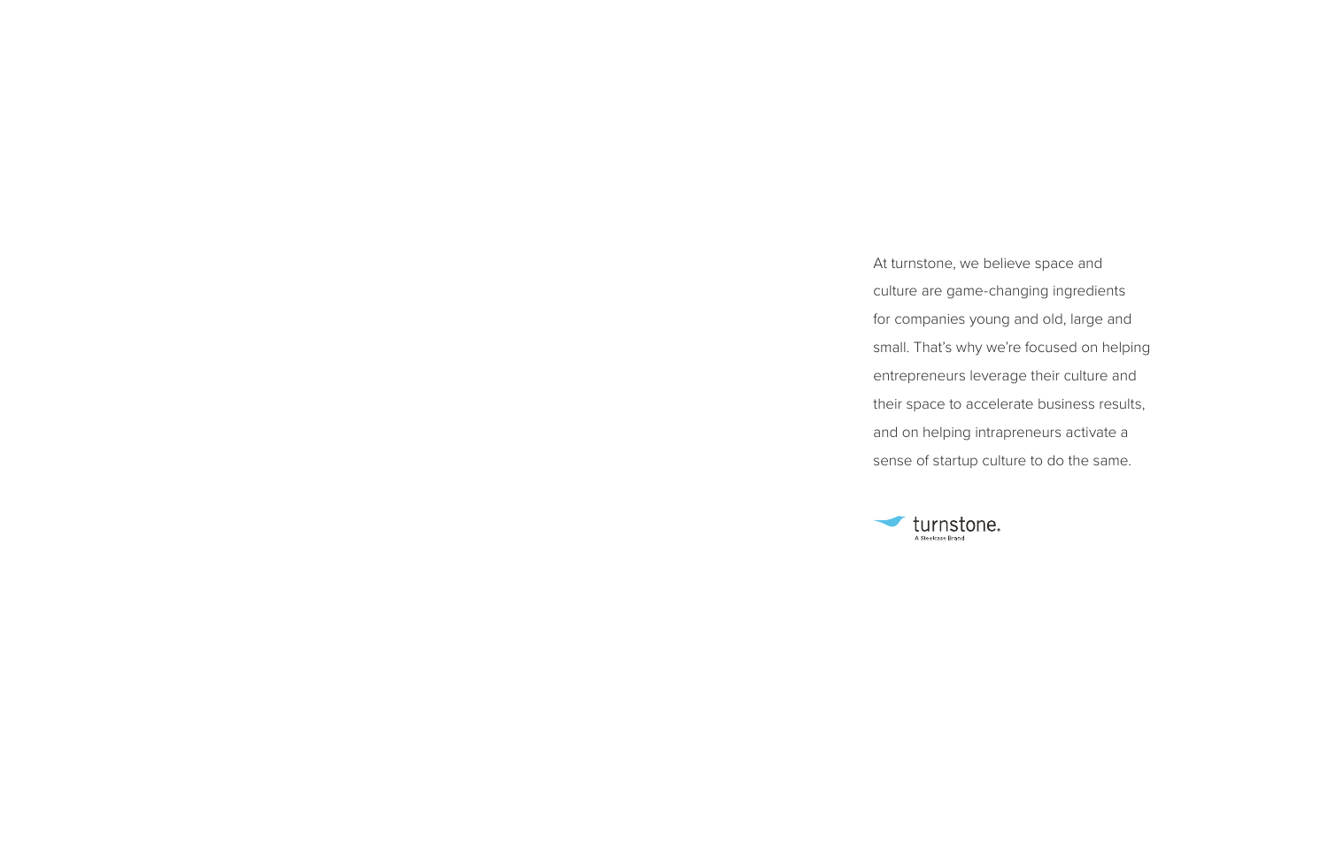At turnstone, we believe space and culture are game-changing ingredients for companies young and old, large and small. That's why we're focused on helping entrepreneurs leverage their culture and their space to accelerate business results, and on helping intrapreneurs activate a sense of startup culture to do the same.

turnstone.
A Steelcase Brand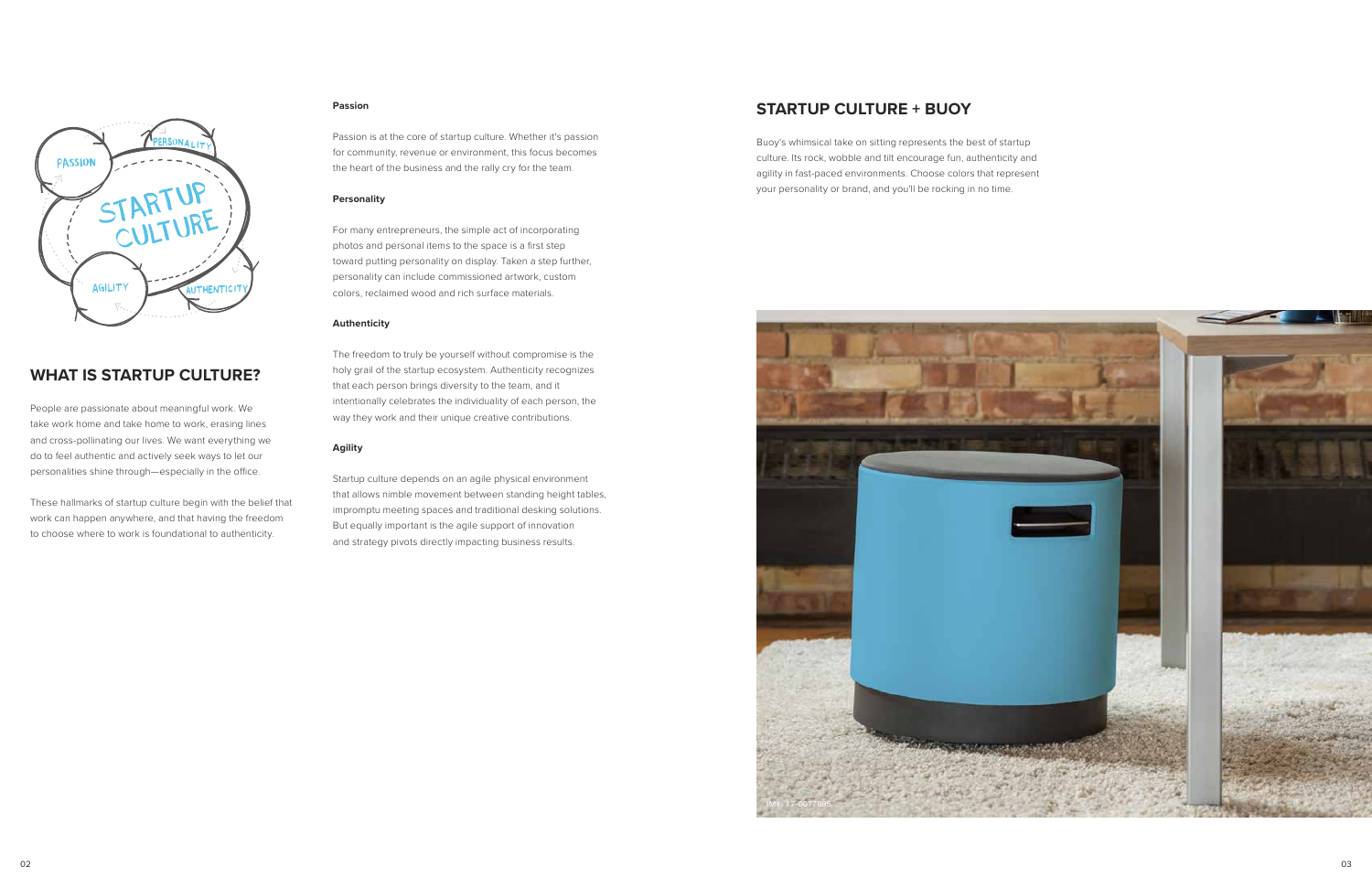## WHAT IS STARTUP CULTURE?

People are passionate about meaningful work. We take work home and take home to work, erasing lines and cross-pollinating our lives. We want everything we do to feel authentic and actively seek ways to let our personalities shine through—especially in the office.

These hallmarks of startup culture begin with the belief that work can happen anywhere, and that having the freedom to choose where to work is foundational to authenticity.

**Passion**

Passion is at the core of startup culture. Whether it's passion for community, revenue or environment, this focus becomes the heart of the business and the rally cry for the team.

**Personality**

For many entrepreneurs, the simple act of incorporating photos and personal items to the space is a first step toward putting personality on display. Taken a step further, personality can include commissioned artwork, custom colors, reclaimed wood and rich surface materials.

**Authenticity**

The freedom to truly be yourself without compromise is the holy grail of the startup ecosystem. Authenticity recognizes that each person brings diversity to the team, and it intentionally celebrates the individuality of each person, the way they work and their unique creative contributions.

**Agility**

Startup culture depends on an agile physical environment that allows nimble movement between standing height tables, impromptu meeting spaces and traditional desking solutions. But equally important is the agile support of innovation and strategy pivots directly impacting business results.

## STARTUP CULTURE + BUOY

Buoy's whimsical take on sitting represents the best of startup culture. Its rock, wobble and tilt encourage fun, authenticity and agility in fast-paced environments. Choose colors that represent your personality or brand, and you'll be rocking in no time.

IMG 17-0077995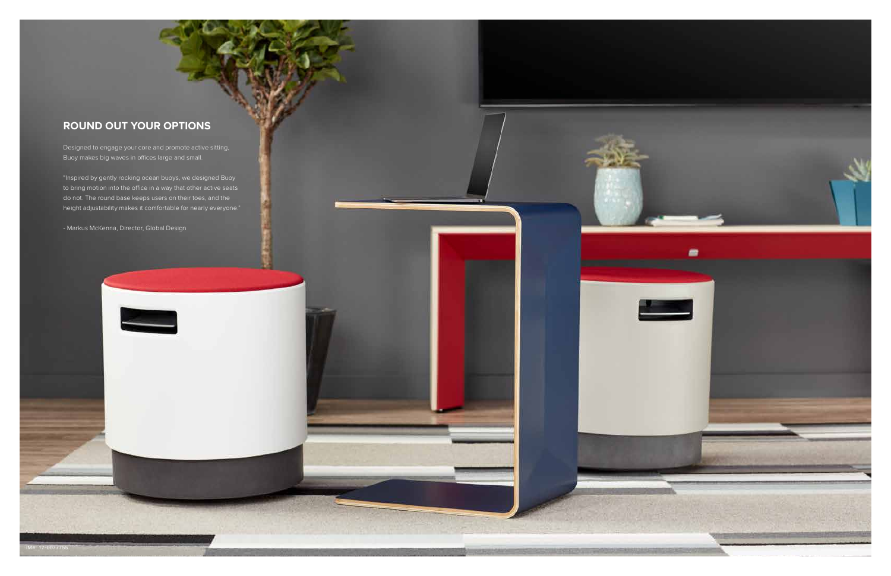## ROUND OUT YOUR OPTIONS

Designed to engage your core and promote active sitting, Buoy makes big waves in offices large and small.

"Inspired by gently rocking ocean buoys, we designed Buoy to bring motion into the office in a way that other active seats do not. The round base keeps users on their toes, and the height adjustability makes it comfortable for nearly everyone."

- Markus McKenna, Director, Global Design

IM#: 17-0077755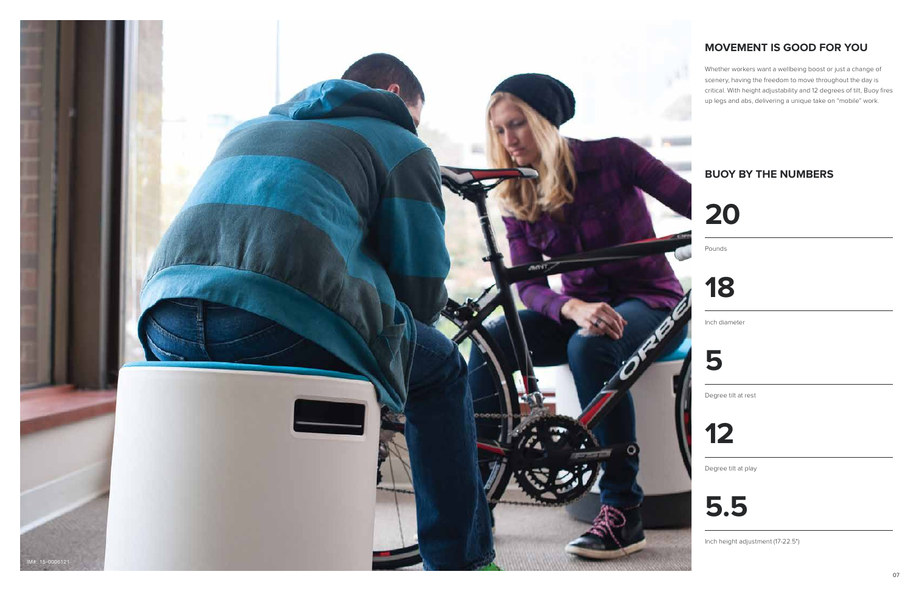## MOVEMENT IS GOOD FOR YOU

Whether workers want a wellbeing boost or just a change of scenery, having the freedom to move throughout the day is critical. With height adjustability and 12 degrees of tilt, Buoy fires up legs and abs, delivering a unique take on "mobile" work.

## BUOY BY THE NUMBERS

**20**

Pounds

**18**

Inch diameter

**5**

Degree tilt at rest

**12**

Degree tilt at play

**5.5**

Inch height adjustment (17-22.5")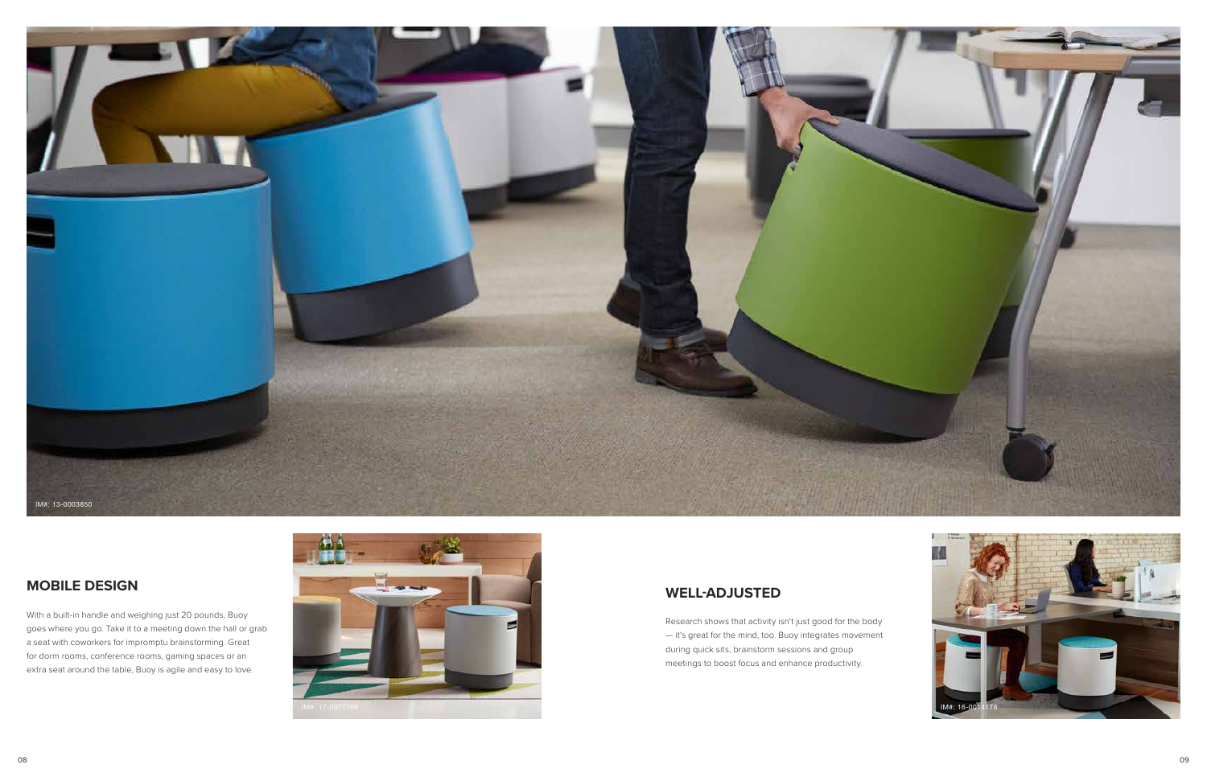## MOBILE DESIGN

With a built-in handle and weighing just 20 pounds, Buoy goes where you go. Take it to a meeting down the hall or grab a seat with coworkers for impromptu brainstorming. Great for dorm rooms, conference rooms, gaming spaces or an extra seat around the table, Buoy is agile and easy to love.

## WELL-ADJUSTED

Research shows that activity isn't just good for the body — it's great for the mind, too. Buoy integrates movement during quick sits, brainstorm sessions and group meetings to boost focus and enhance productivity.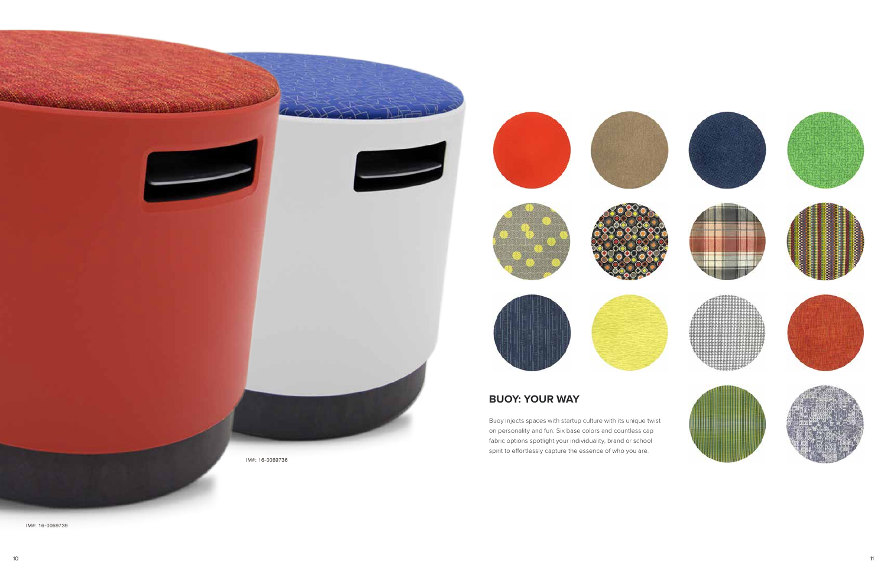IM#: 16-0069736

IM#: 16-0069739

## BUOY: YOUR WAY

Buoy injects spaces with startup culture with its unique twist on personality and fun. Six base colors and countless cap fabric options spotlight your individuality, brand or school spirit to effortlessly capture the essence of who you are.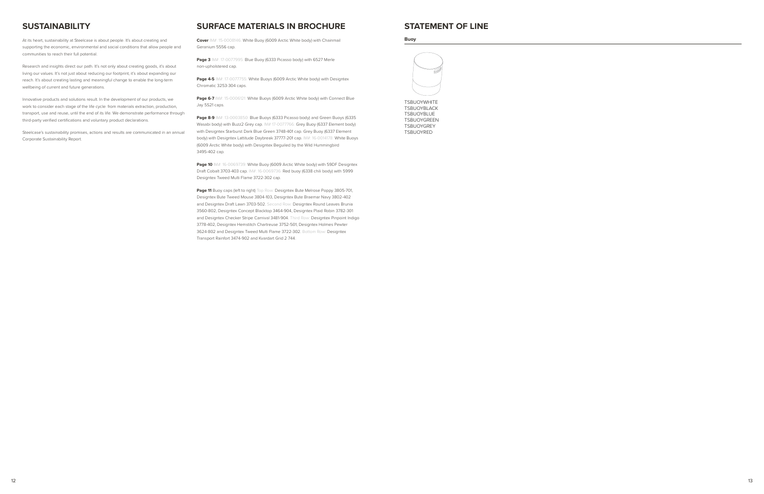## SUSTAINABILITY

At its heart, sustainability at Steelcase is about people. It's about creating and supporting the economic, environmental and social conditions that allow people and communities to reach their full potential.

Research and insights direct our path. It's not only about creating goods, it's about living our values. It's not just about reducing our footprint, it's about expanding our reach. It's about creating lasting and meaningful change to enable the long-term wellbeing of current and future generations.

Innovative products and solutions result. In the development of our products, we work to consider each stage of the life cycle: from materials extraction, production, transport, use and reuse, until the end of its life. We demonstrate performance through third-party verified certifications and voluntary product declarations.

Steelcase's sustainability promises, actions and results are communicated in an annual Corporate Sustainability Report.

## SURFACE MATERIALS IN BROCHURE

**Cover** IM#: 15-0008146: White Buoy (6009 Arctic White body) with Chainmail Geranium 5556 cap.

**Page 3** IM#: 17-0077995: Blue Buoy (6333 Picasso body) with 6527 Merle non-upholstered cap.

**Page 4-5** IM#: 17-0077755: White Buoys (6009 Arctic White body) with Designtex Chromatic 3253-304 caps.

**Page 6-7** IM#: 15-0006121: White Buoys (6009 Arctic White body) with Connect Blue Jay 5S21 caps.

**Page 8-9** IM#: 13-0003650: Blue Buoys (6333 Picasso body) and Green Buoys (6335 Wasabi body) with Buzz2 Grey cap. IM#: 17-0077766: Grey Buoy (6337 Element body) with Designtex Starburst Dark Blue Green 3748-401 cap. Grey Buoy (6337 Element body) with Designtex Lattitude Daybreak 37777-201 cap. IM#: 16-0014178: White Buoys (6009 Arctic White body) with Designtex Beguiled by the Wild Hummingbird 3495-402 cap.

**Page 10** IM#: 16-0069739: White Buoy (6009 Arctic White body) with 59DF Designtex Draft Cobalt 3703-403 cap. IM#: 16-0069736: Red buoy (6338 chili body) with 5999 Designtex Tweed Multi Flame 3722-302 cap.

**Page 11** Buoy caps (left to right) Top Row: Designtex Bute Melrose Poppy 3805-701, Designtex Bute Tweed Mouse 3804-103, Designtex Bute Braemar Navy 3802-402 and Designtex Draft Lawn 3703-502. Second Row: Designtex Round Leaves Brunia 3560-802, Designtex Concept Blacktop 3464-904, Designtex Plaid Robin 3782-301 and Designtex Checker Stripe Carnival 3481-904. Third Row: Designtex Pinpoint Indigo 3778-402, Designtex Hemstitch Chartreuse 3752-501, Designtex Holmes Pewter 3624-802 and Designtex Tweed Multi Flame 3722-302. Bottom Row: Designtex Transport Rainfort 3474-902 and Kvardart Grid 2 744.

## STATEMENT OF LINE

**Buoy**

TSBUOYWHITE
TSBUOYBLACK
TSBUOYBLUE
TSBUOYGREEN
TSBUOYGREY
TSBUOYRED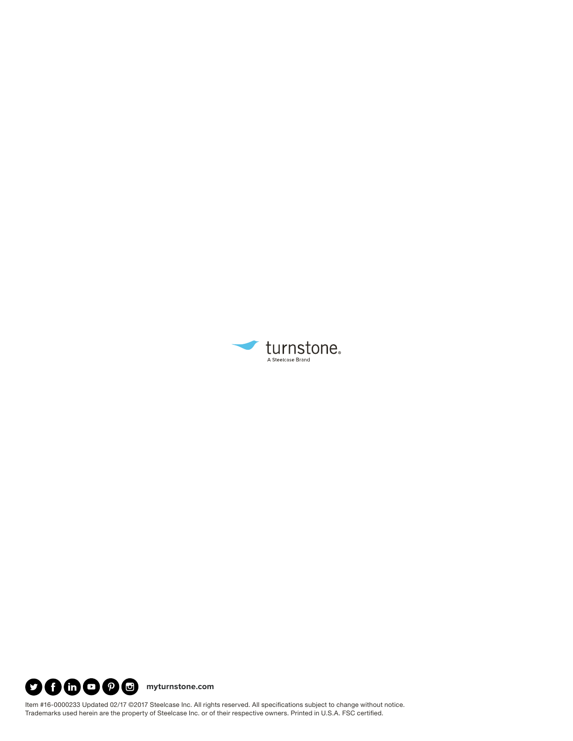turnstone®

A Steelcase Brand

myturnstone.com

Item #16-0000233 Updated 02/17 ©2017 Steelcase Inc. All rights reserved. All specifications subject to change without notice.
Trademarks used herein are the property of Steelcase Inc. or of their respective owners. Printed in U.S.A. FSC certified.